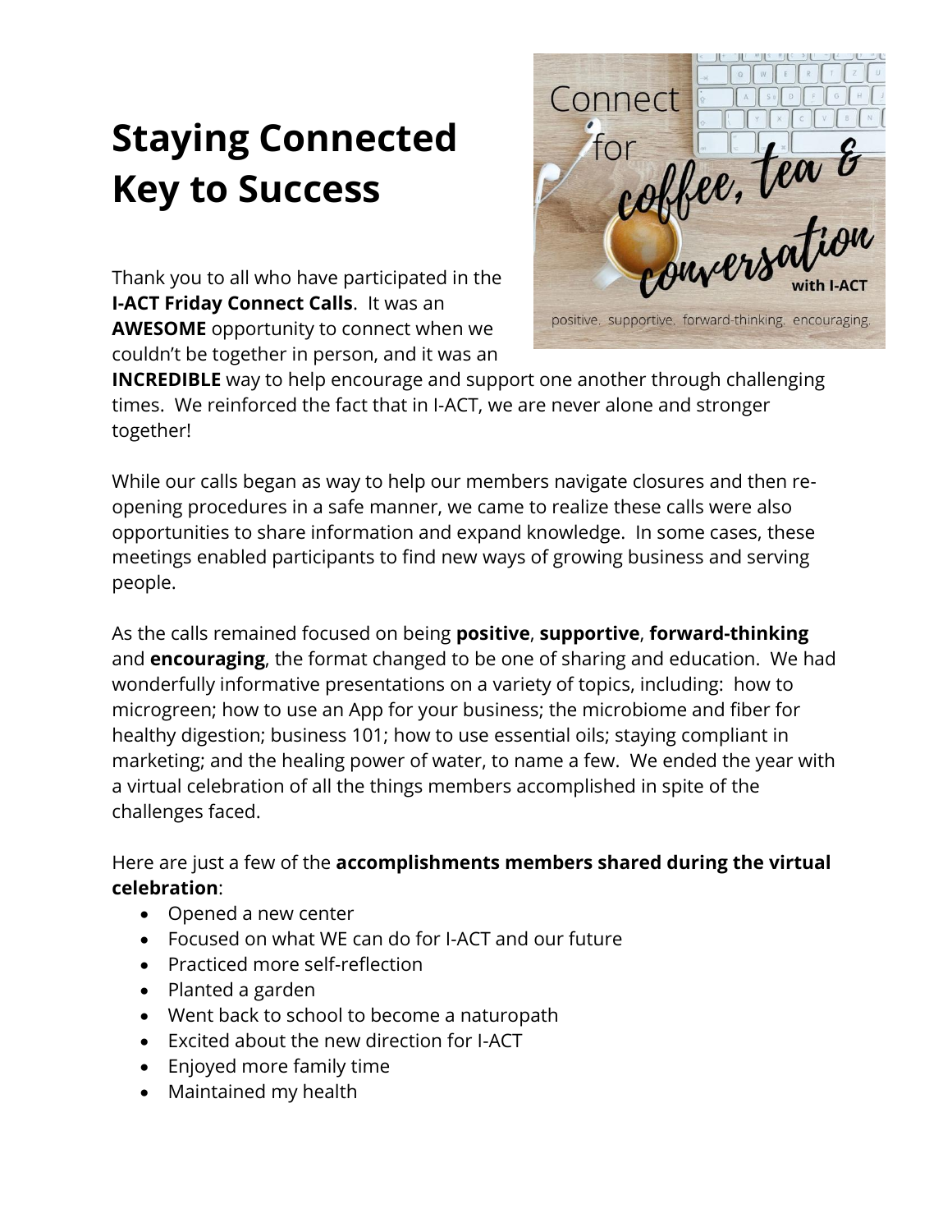# Staying Connected Key to Success

Thank you to all who have participated in the **I-ACT Friday Connect Calls**. It was an **AWESOME** opportunity to connect when we couldn't be together in person, and it was an **INCREDIBLE** way to help encourage and support one another through challenging times. We reinforced the fact that in I-ACT, we are never alone and stronger together!

While our calls began as way to help our members navigate closures and then re-opening procedures in a safe manner, we came to realize these calls were also opportunities to share information and expand knowledge. In some cases, these meetings enabled participants to find new ways of growing business and serving people.

As the calls remained focused on being **positive**, **supportive**, **forward-thinking** and **encouraging**, the format changed to be one of sharing and education. We had wonderfully informative presentations on a variety of topics, including: how to microgreen; how to use an App for your business; the microbiome and fiber for healthy digestion; business 101; how to use essential oils; staying compliant in marketing; and the healing power of water, to name a few. We ended the year with a virtual celebration of all the things members accomplished in spite of the challenges faced.

Here are just a few of the **accomplishments members shared during the virtual celebration**:

- Opened a new center
- Focused on what WE can do for I-ACT and our future
- Practiced more self-reflection
- Planted a garden
- Went back to school to become a naturopath
- Excited about the new direction for I-ACT
- Enjoyed more family time
- Maintained my health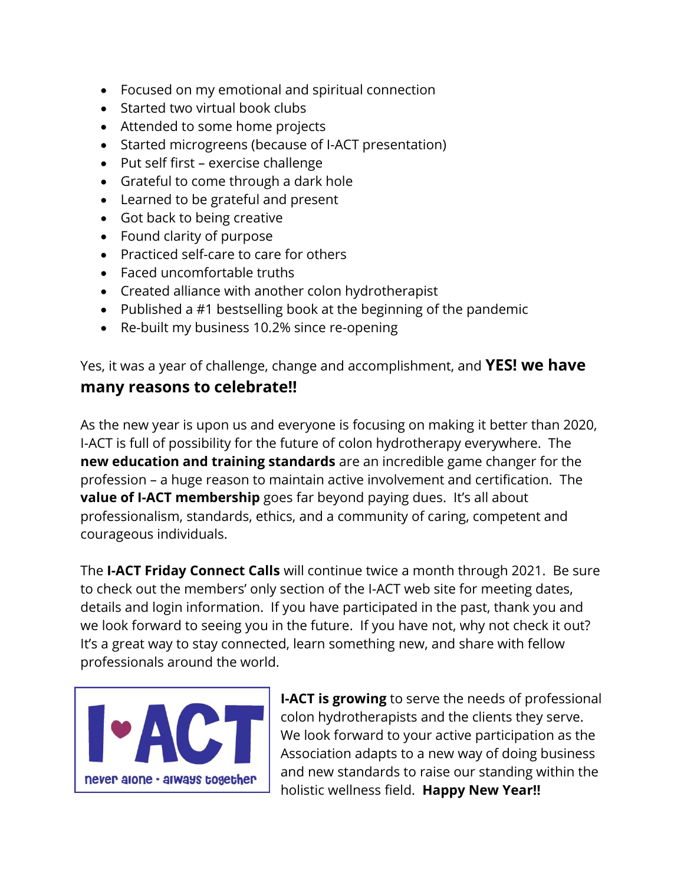- Focused on my emotional and spiritual connection
- Started two virtual book clubs
- Attended to some home projects
- Started microgreens (because of I-ACT presentation)
- Put self first – exercise challenge
- Grateful to come through a dark hole
- Learned to be grateful and present
- Got back to being creative
- Found clarity of purpose
- Practiced self-care to care for others
- Faced uncomfortable truths
- Created alliance with another colon hydrotherapist
- Published a #1 bestselling book at the beginning of the pandemic
- Re-built my business 10.2% since re-opening

Yes, it was a year of challenge, change and accomplishment, and **YES! we have many reasons to celebrate!!**

As the new year is upon us and everyone is focusing on making it better than 2020, I-ACT is full of possibility for the future of colon hydrotherapy everywhere. The **new education and training standards** are an incredible game changer for the profession – a huge reason to maintain active involvement and certification. The **value of I-ACT membership** goes far beyond paying dues. It's all about professionalism, standards, ethics, and a community of caring, competent and courageous individuals.

The **I-ACT Friday Connect Calls** will continue twice a month through 2021. Be sure to check out the members' only section of the I-ACT web site for meeting dates, details and login information. If you have participated in the past, thank you and we look forward to seeing you in the future. If you have not, why not check it out? It's a great way to stay connected, learn something new, and share with fellow professionals around the world.

I-ACT

never alone · always together

**I-ACT is growing** to serve the needs of professional colon hydrotherapists and the clients they serve. We look forward to your active participation as the Association adapts to a new way of doing business and new standards to raise our standing within the holistic wellness field. **Happy New Year!!**